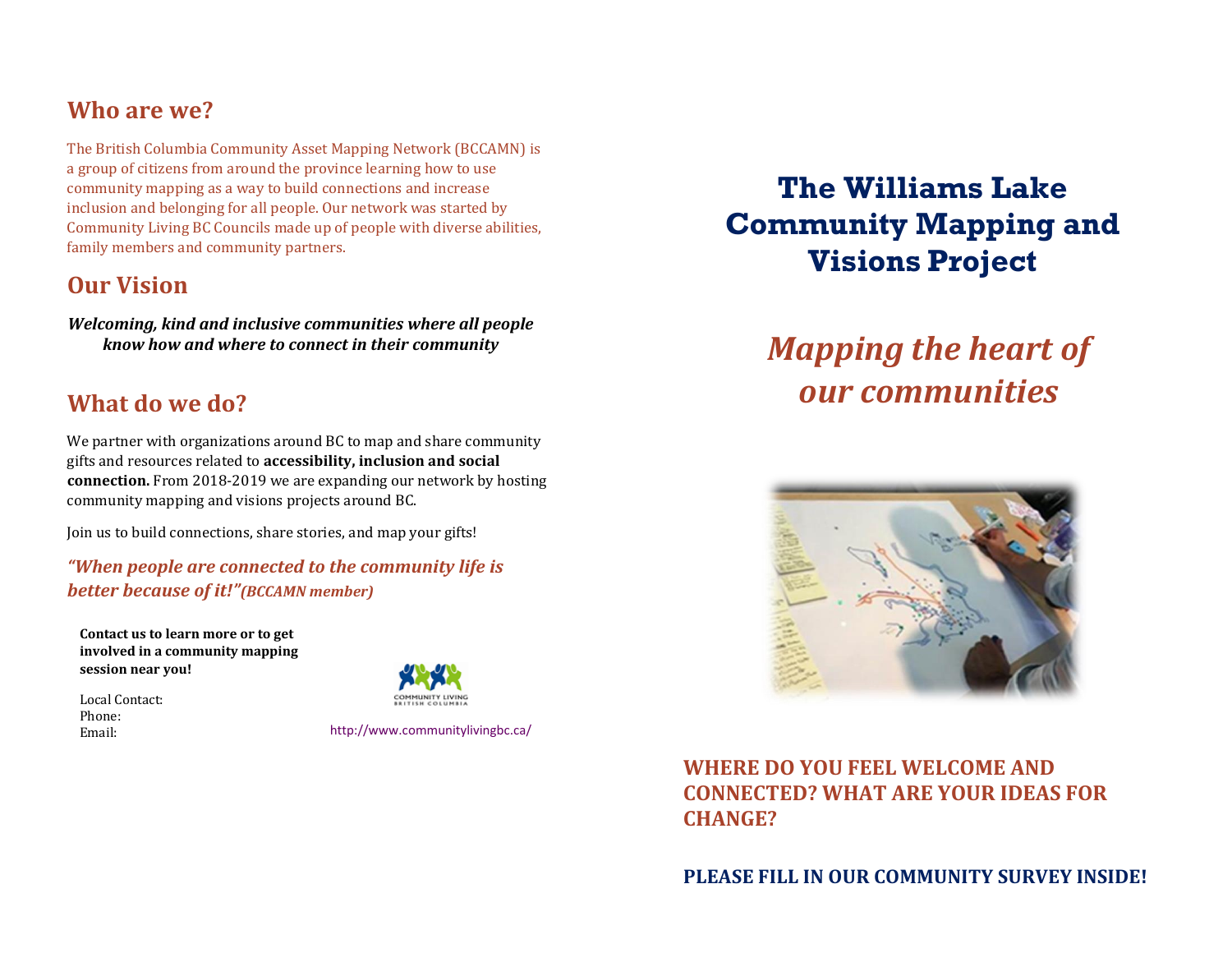## Who are we?

The British Columbia Community Asset Mapping Network (BCCAMN) is a group of citizens from around the province learning how to use community mapping as a way to build connections and increase inclusion and belonging for all people. Our network was started by Community Living BC Councils made up of people with diverse abilities, family members and community partners.

## Our Vision

***Welcoming, kind and inclusive communities where all people know how and where to connect in their community***

## What do we do?

We partner with organizations around BC to map and share community gifts and resources related to **accessibility, inclusion and social connection.** From 2018-2019 we are expanding our network by hosting community mapping and visions projects around BC.

Join us to build connections, share stories, and map your gifts!

***"When people are connected to the community life is better because of it!"(BCCAMN member)***

**Contact us to learn more or to get involved in a community mapping session near you!**

Local Contact:
Phone:
Email:

COMMUNITY LIVING BRITISH COLUMBIA

http://www.communitylivingbc.ca/

# The Williams Lake Community Mapping and Visions Project

## *Mapping the heart of our communities*

**WHERE DO YOU FEEL WELCOME AND CONNECTED? WHAT ARE YOUR IDEAS FOR CHANGE?**

**PLEASE FILL IN OUR COMMUNITY SURVEY INSIDE!**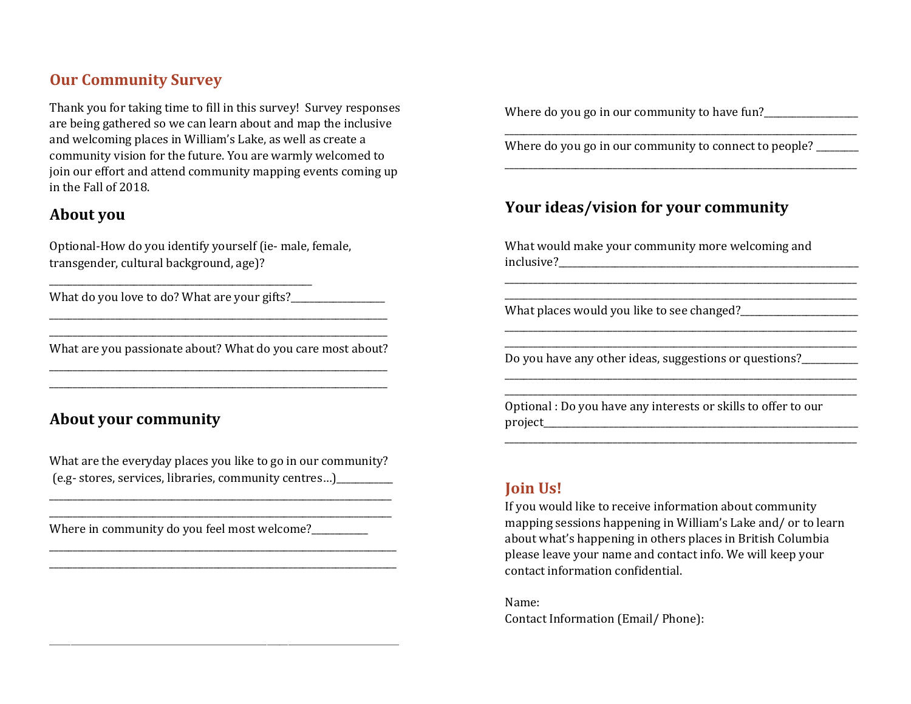## Our Community Survey

Thank you for taking time to fill in this survey! Survey responses are being gathered so we can learn about and map the inclusive and welcoming places in William's Lake, as well as create a community vision for the future. You are warmly welcomed to join our effort and attend community mapping events coming up in the Fall of 2018.

## About you

Optional-How do you identify yourself (ie- male, female, transgender, cultural background, age)?

___________________________________________________

What do you love to do? What are your gifts?__________________

___________________________________________________

___________________________________________________

What are you passionate about? What do you care most about?

___________________________________________________

___________________________________________________

## About your community

What are the everyday places you like to go in our community? (e.g- stores, services, libraries, community centres…)___________

___________________________________________________

___________________________________________________

Where in community do you feel most welcome?___________

___________________________________________________

___________________________________________________

___________________________________________________

Where do you go in our community to have fun?__________________

___________________________________________________

Where do you go in our community to connect to people? ________

___________________________________________________

## Your ideas/vision for your community

What would make your community more welcoming and inclusive?___________________________________________

___________________________________________________

___________________________________________________

What places would you like to see changed?______________________

___________________________________________________

___________________________________________________

Do you have any other ideas, suggestions or questions?__________

___________________________________________________

___________________________________________________

Optional : Do you have any interests or skills to offer to our project___________________________________________

___________________________________________________

## Join Us!

If you would like to receive information about community mapping sessions happening in William's Lake and/ or to learn about what's happening in others places in British Columbia please leave your name and contact info. We will keep your contact information confidential.

Name:

Contact Information (Email/ Phone):